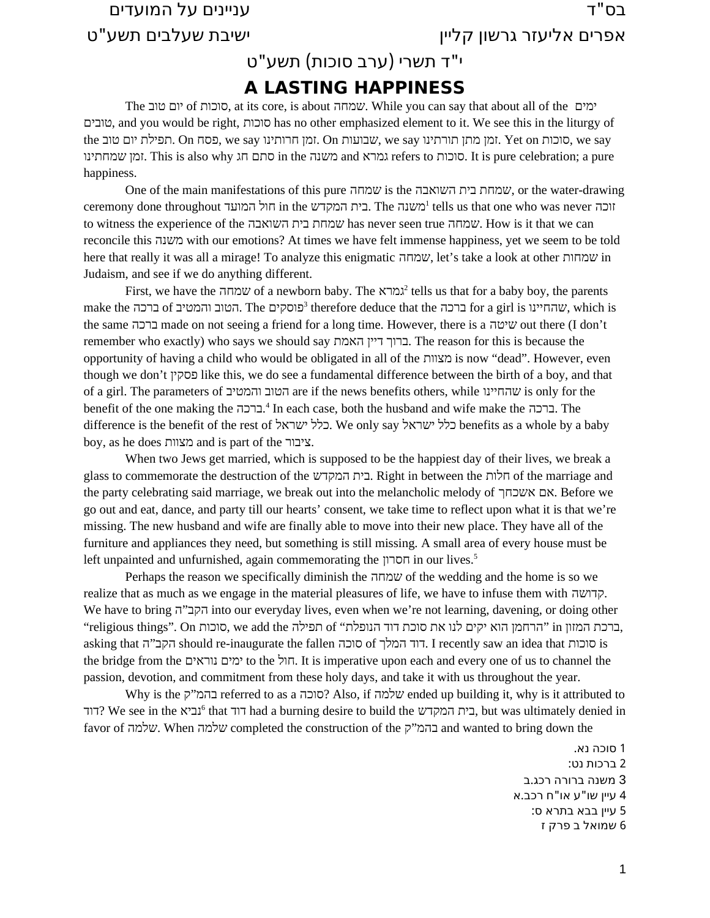בס"ד                                                                                                                    עניינים על המועדים

אפרים אליעזר גרשון קליין                                                                            ישיבת שעלבים תשע"ט

י"ד תשרי (ערב סוכות) תשע"ט

# A LASTING HAPPINESS

The יום טוב of סוכות, at its core, is about שמחה. While you can say that about all of the ימים טובים, and you would be right, סוכות has no other emphasized element to it. We see this in the liturgy of the תפילת יום טוב. On פסח, we say זמן חרותינו. On שבועות, we say זמן מתן תורתינו. Yet on סוכות, we say זמן שמחתינו. This is also why סתם חג in the משנה and גמרא refers to סוכות. It is pure celebration; a pure happiness.

One of the main manifestations of this pure שמחה is the שמחת בית השואבה, or the water-drawing ceremony done throughout חול המועד in the בית המקדש. The משנה[1] tells us that one who was never זוכה to witness the experience of the שמחת בית השואבה has never seen true שמחה. How is it that we can reconcile this משנה with our emotions? At times we have felt immense happiness, yet we seem to be told here that really it was all a mirage! To analyze this enigmatic שמחה, let's take a look at other שמחות in Judaism, and see if we do anything different.

First, we have the שמחה of a newborn baby. The גמרא[2] tells us that for a baby boy, the parents make the ברכה of הטוב והמטיב. The פוסקים[3] therefore deduce that the ברכה for a girl is שהחיינו, which is the same ברכה made on not seeing a friend for a long time. However, there is a שיטה out there (I don't remember who exactly) who says we should say ברוך דיין האמת. The reason for this is because the opportunity of having a child who would be obligated in all of the מצוות is now "dead". However, even though we don't פסקין like this, we do see a fundamental difference between the birth of a boy, and that of a girl. The parameters of הטוב והמטיב are if the news benefits others, while שהחיינו is only for the benefit of the one making the ברכה.[4] In each case, both the husband and wife make the ברכה. The difference is the benefit of the rest of כלל ישראל. We only say כלל ישראל benefits as a whole by a baby boy, as he does מצוות and is part of the ציבור.

When two Jews get married, which is supposed to be the happiest day of their lives, we break a glass to commemorate the destruction of the בית המקדש. Right in between the חלות of the marriage and the party celebrating said marriage, we break out into the melancholic melody of אם אשכחך. Before we go out and eat, dance, and party till our hearts' consent, we take time to reflect upon what it is that we're missing. The new husband and wife are finally able to move into their new place. They have all of the furniture and appliances they need, but something is still missing. A small area of every house must be left unpainted and unfurnished, again commemorating the חסרון in our lives.[5]

Perhaps the reason we specifically diminish the שמחה of the wedding and the home is so we realize that as much as we engage in the material pleasures of life, we have to infuse them with קדושה. We have to bring הקב"ה into our everyday lives, even when we're not learning, davening, or doing other "religious things". On סוכות, we add the תפילה of "הרחמן הוא יקים לנו את סוכת דוד הנופלת" in ברכת המזון, asking that הקב"ה should re-inaugurate the fallen סוכה of דוד המלך. I recently saw an idea that סוכות is the bridge from the ימים נוראים to the חול. It is imperative upon each and every one of us to channel the passion, devotion, and commitment from these holy days, and take it with us throughout the year.

Why is the בהמ"ק referred to as a סוכה? Also, if שלמה ended up building it, why is it attributed to דוד? We see in the נביא[6] that דוד had a burning desire to build the בית המקדש, but was ultimately denied in favor of שלמה. When שלמה completed the construction of the בהמ"ק and wanted to bring down the

---

1 סוכה נא.
2 ברכות נט:
3 משנה ברורה רכג.ב
4 עיין שו"ע או"ח רכב.א
5 עיין בבא בתרא ס:
6 שמואל ב פרק ז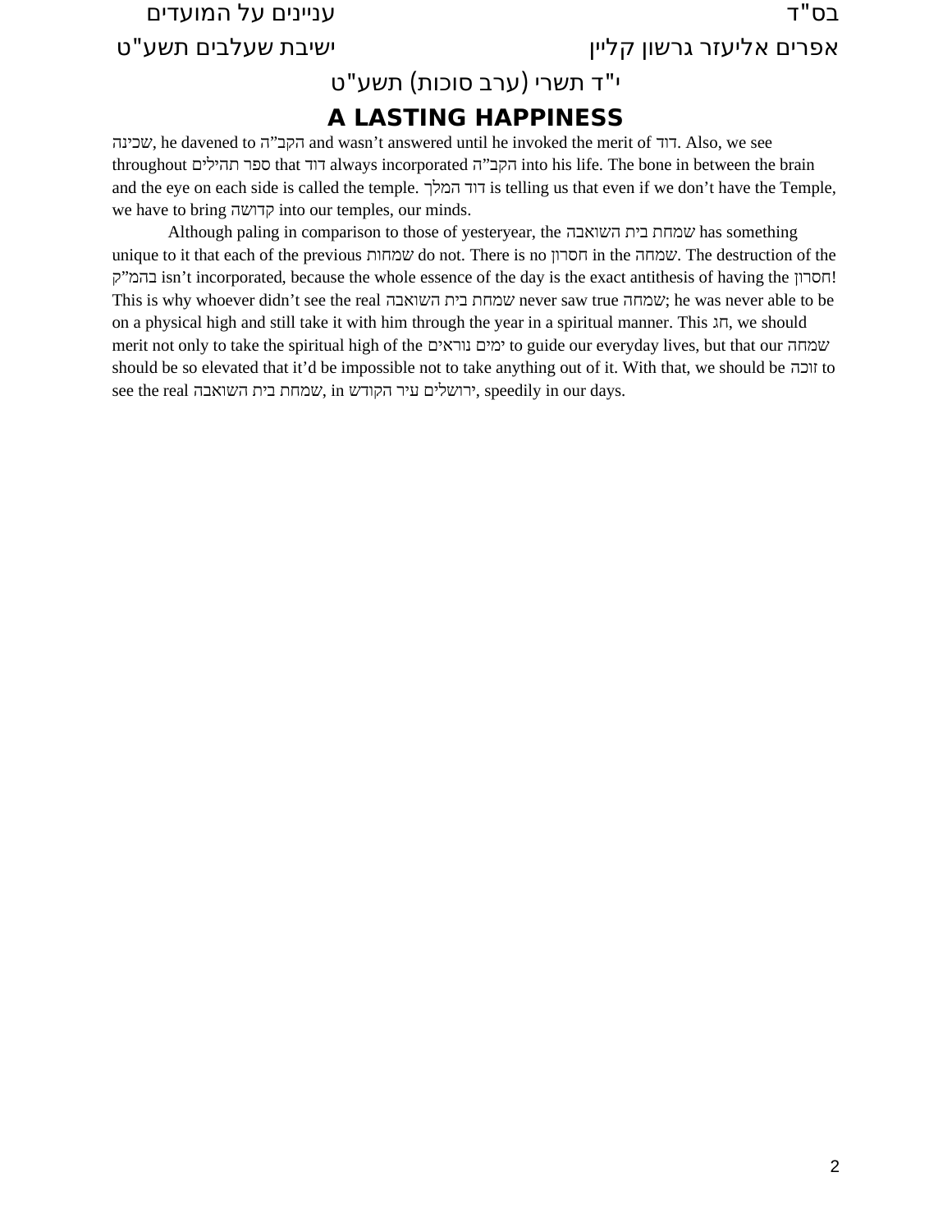# A LASTING HAPPINESS

*שכינה*, he davened to הקב"ה and wasn't answered until he invoked the merit of דוד. Also, we see throughout ספר תהילים that דוד always incorporated הקב"ה into his life. The bone in between the brain and the eye on each side is called the temple. דוד המלך is telling us that even if we don't have the Temple, we have to bring קדושה into our temples, our minds.

Although paling in comparison to those of yesteryear, the *שמחת בית השואבה* has something unique to it that each of the previous *שמחות* do not. There is no חסרון in the *שמחה*. The destruction of the בהמ"ק isn't incorporated, because the whole essence of the day is the exact antithesis of having the חסרון! This is why whoever didn't see the real *שמחת בית השואבה* never saw true *שמחה*; he was never able to be on a physical high and still take it with him through the year in a spiritual manner. This חג, we should merit not only to take the spiritual high of the ימים נוראים to guide our everyday lives, but that our *שמחה* should be so elevated that it'd be impossible not to take anything out of it. With that, we should be זוכה to see the real *שמחת בית השואבה*, in ירושלים עיר הקודש, speedily in our days.